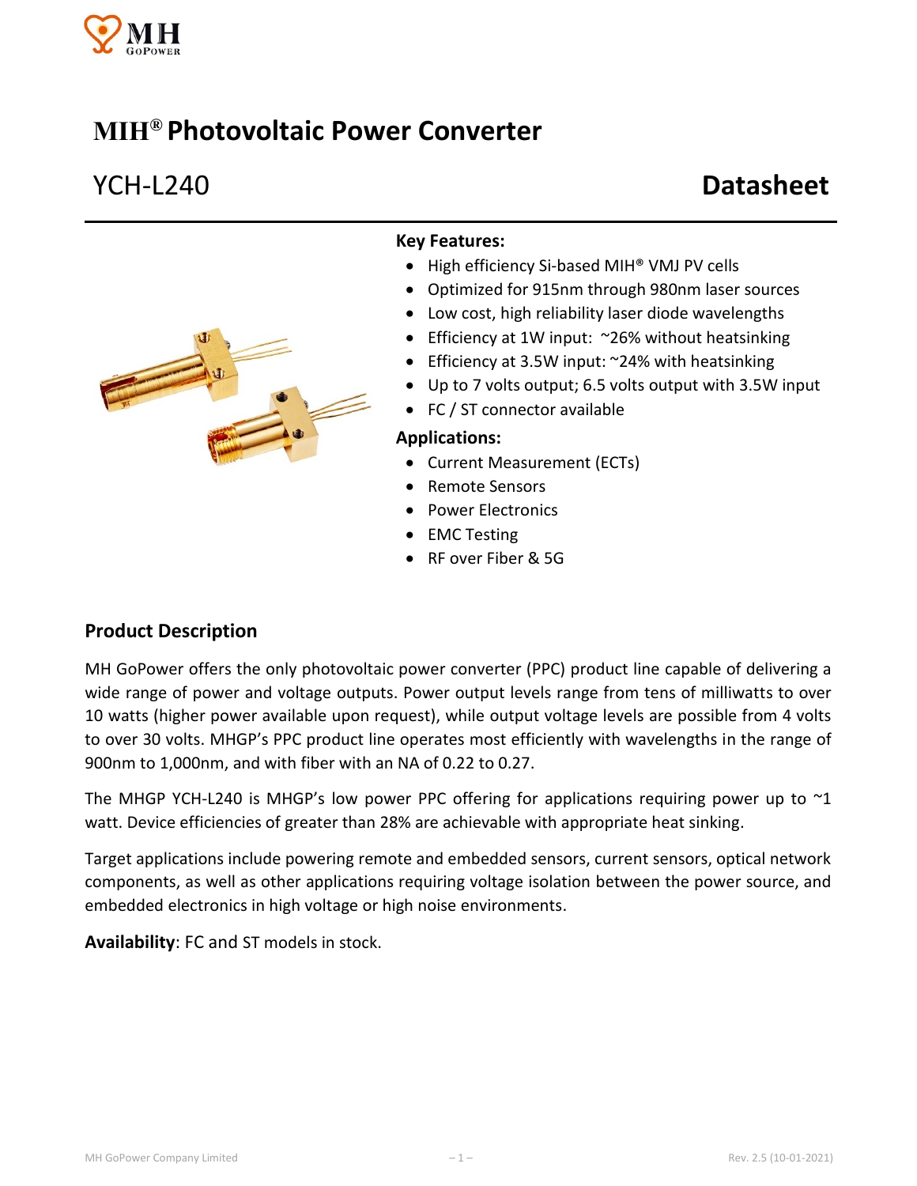# MIH® Photovoltaic Power Converter

## YCH-L240 Datasheet

**Key Features:**

- High efficiency Si-based MIH® VMJ PV cells
- Optimized for 915nm through 980nm laser sources
- Low cost, high reliability laser diode wavelengths
- Efficiency at 1W input: ~26% without heatsinking
- Efficiency at 3.5W input: ~24% with heatsinking
- Up to 7 volts output; 6.5 volts output with 3.5W input
- FC / ST connector available

**Applications:**

- Current Measurement (ECTs)
- Remote Sensors
- Power Electronics
- EMC Testing
- RF over Fiber & 5G

### Product Description

MH GoPower offers the only photovoltaic power converter (PPC) product line capable of delivering a wide range of power and voltage outputs. Power output levels range from tens of milliwatts to over 10 watts (higher power available upon request), while output voltage levels are possible from 4 volts to over 30 volts. MHGP's PPC product line operates most efficiently with wavelengths in the range of 900nm to 1,000nm, and with fiber with an NA of 0.22 to 0.27.

The MHGP YCH-L240 is MHGP's low power PPC offering for applications requiring power up to ~1 watt. Device efficiencies of greater than 28% are achievable with appropriate heat sinking.

Target applications include powering remote and embedded sensors, current sensors, optical network components, as well as other applications requiring voltage isolation between the power source, and embedded electronics in high voltage or high noise environments.

**Availability**: FC and ST models in stock.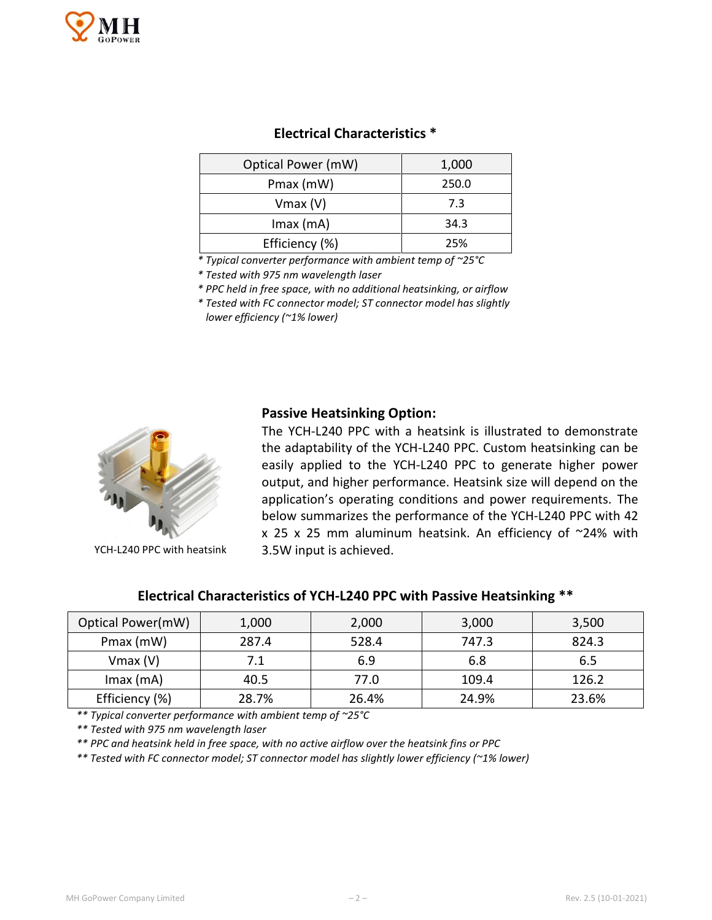## Electrical Characteristics *

| Optical Power (mW) | 1,000 |
|---|---|
| Pmax (mW) | 250.0 |
| Vmax (V) | 7.3 |
| Imax (mA) | 34.3 |
| Efficiency (%) | 25% |

*\* Typical converter performance with ambient temp of ~25°C*

*\* Tested with 975 nm wavelength laser*

*\* PPC held in free space, with no additional heatsinking, or airflow*

*\* Tested with FC connector model; ST connector model has slightly lower efficiency (~1% lower)*

YCH-L240 PPC with heatsink

### Passive Heatsinking Option:

The YCH-L240 PPC with a heatsink is illustrated to demonstrate the adaptability of the YCH-L240 PPC. Custom heatsinking can be easily applied to the YCH-L240 PPC to generate higher power output, and higher performance. Heatsink size will depend on the application's operating conditions and power requirements. The below summarizes the performance of the YCH-L240 PPC with 42 x 25 x 25 mm aluminum heatsink. An efficiency of ~24% with 3.5W input is achieved.

## Electrical Characteristics of YCH-L240 PPC with Passive Heatsinking **

| Optical Power(mW) | 1,000 | 2,000 | 3,000 | 3,500 |
|---|---|---|---|---|
| Pmax (mW) | 287.4 | 528.4 | 747.3 | 824.3 |
| Vmax (V) | 7.1 | 6.9 | 6.8 | 6.5 |
| Imax (mA) | 40.5 | 77.0 | 109.4 | 126.2 |
| Efficiency (%) | 28.7% | 26.4% | 24.9% | 23.6% |

*\*\* Typical converter performance with ambient temp of ~25°C*

*\*\* Tested with 975 nm wavelength laser*

*\*\* PPC and heatsink held in free space, with no active airflow over the heatsink fins or PPC*

*\*\* Tested with FC connector model; ST connector model has slightly lower efficiency (~1% lower)*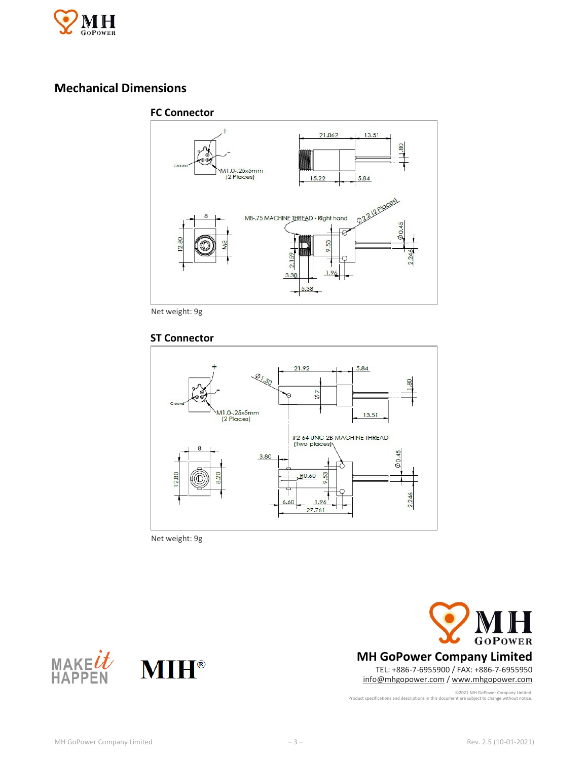## Mechanical Dimensions

### FC Connector

+
-
Ground
M1.0-.25x5mm
(2 Places)
21.062
13.51
1.80
15.22
5.84
8
12.80
M8
M8-.75 MACHINE THREAD - Right hand
Ø2.2 (2 Places)
Ø0.45
9.53
2.159
2.246
3.38
1.96
5.38

Net weight: 9g

### ST Connector

+
-
Ground
M1.0-.25x5mm
(2 Places)
Ø1.50
21.92
5.84
Ø7
1.80
13.51
#2-64 UNC-2B MACHINE THREAD
(Two places)
8
12.80
8.20
3.80
R0.60
9.53
Ø0.45
2.246
6.60
1.96
27.761

Net weight: 9g

**MH GoPower Company Limited**
TEL: +886-7-6955900 / FAX: +886-7-6955950
info@mhgopower.com / www.mhgopower.com

©2021 MH GoPower Company Limited.
Product specifications and descriptions in this document are subject to change without notice.